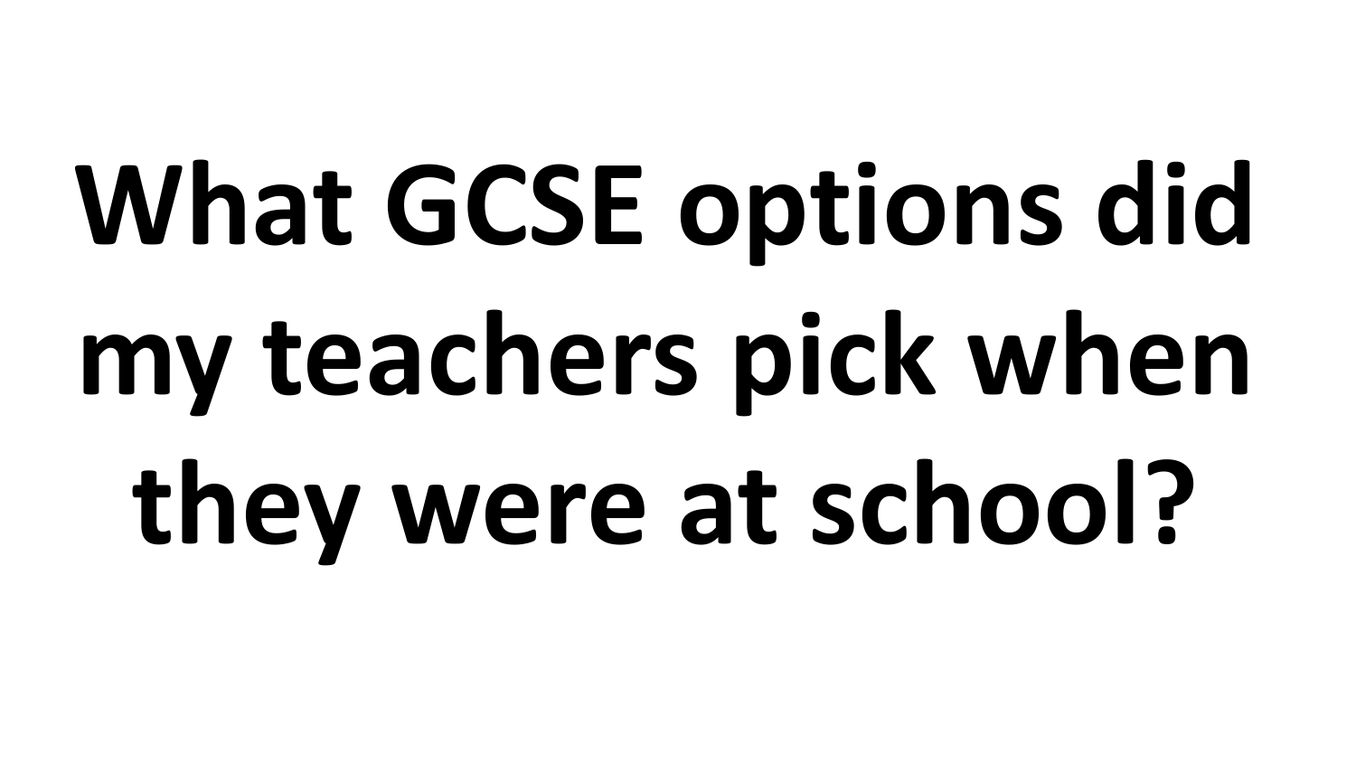# What GCSE options did my teachers pick when they were at school?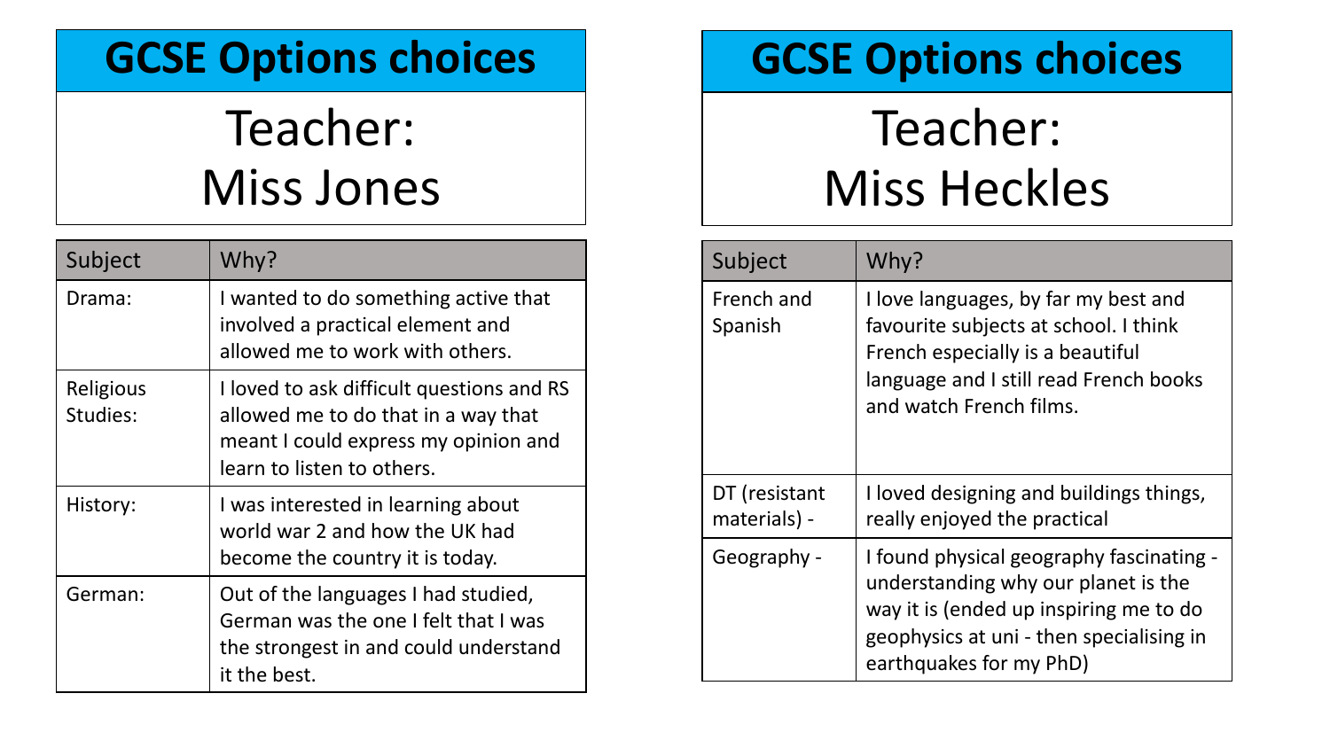## GCSE Options choices

### Teacher: Miss Jones

| Subject | Why? |
| --- | --- |
| Drama: | I wanted to do something active that involved a practical element and allowed me to work with others. |
| Religious Studies: | I loved to ask difficult questions and RS allowed me to do that in a way that meant I could express my opinion and learn to listen to others. |
| History: | I was interested in learning about world war 2 and how the UK had become the country it is today. |
| German: | Out of the languages I had studied, German was the one I felt that I was the strongest in and could understand it the best. |

## GCSE Options choices

### Teacher: Miss Heckles

| Subject | Why? |
| --- | --- |
| French and Spanish | I love languages, by far my best and favourite subjects at school. I think French especially is a beautiful language and I still read French books and watch French films. |
| DT (resistant materials) - | I loved designing and buildings things, really enjoyed the practical |
| Geography - | I found physical geography fascinating - understanding why our planet is the way it is (ended up inspiring me to do geophysics at uni - then specialising in earthquakes for my PhD) |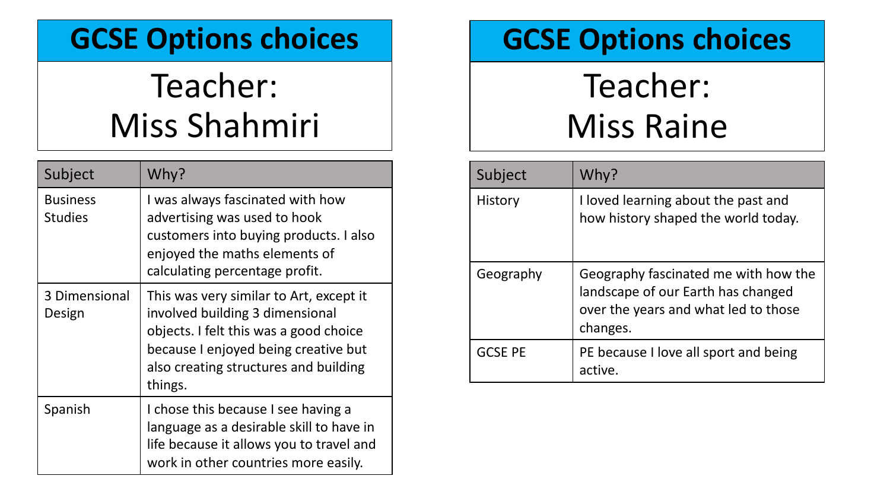## GCSE Options choices

### Teacher: Miss Shahmiri

| Subject | Why? |
| --- | --- |
| Business Studies | I was always fascinated with how advertising was used to hook customers into buying products. I also enjoyed the maths elements of calculating percentage profit. |
| 3 Dimensional Design | This was very similar to Art, except it involved building 3 dimensional objects. I felt this was a good choice because I enjoyed being creative but also creating structures and building things. |
| Spanish | I chose this because I see having a language as a desirable skill to have in life because it allows you to travel and work in other countries more easily. |

## GCSE Options choices

### Teacher: Miss Raine

| Subject | Why? |
| --- | --- |
| History | I loved learning about the past and how history shaped the world today. |
| Geography | Geography fascinated me with how the landscape of our Earth has changed over the years and what led to those changes. |
| GCSE PE | PE because I love all sport and being active. |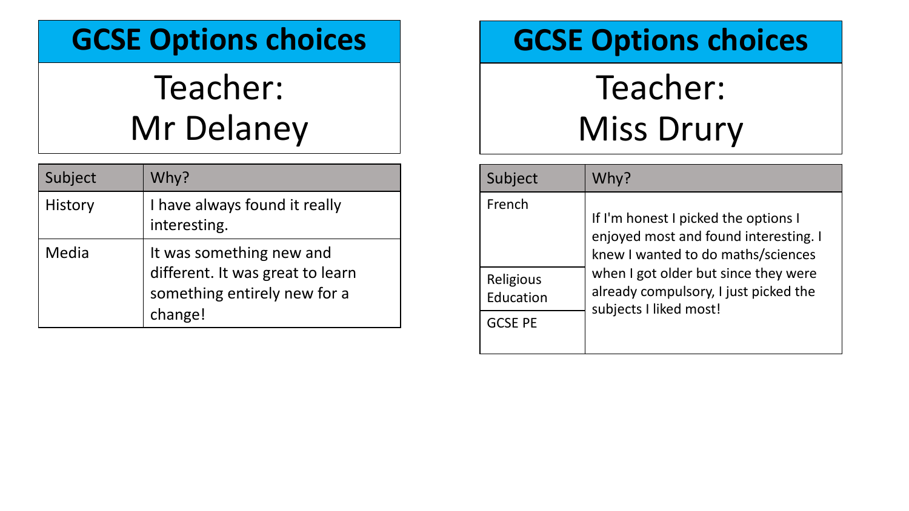## GCSE Options choices

### Teacher: Mr Delaney

| Subject | Why? |
| --- | --- |
| History | I have always found it really interesting. |
| Media | It was something new and different. It was great to learn something entirely new for a change! |

## GCSE Options choices

### Teacher: Miss Drury

| Subject | Why? |
| --- | --- |
| French | If I'm honest I picked the options I enjoyed most and found interesting. I knew I wanted to do maths/sciences when I got older but since they were already compulsory, I just picked the subjects I liked most! |
| Religious Education | |
| GCSE PE | |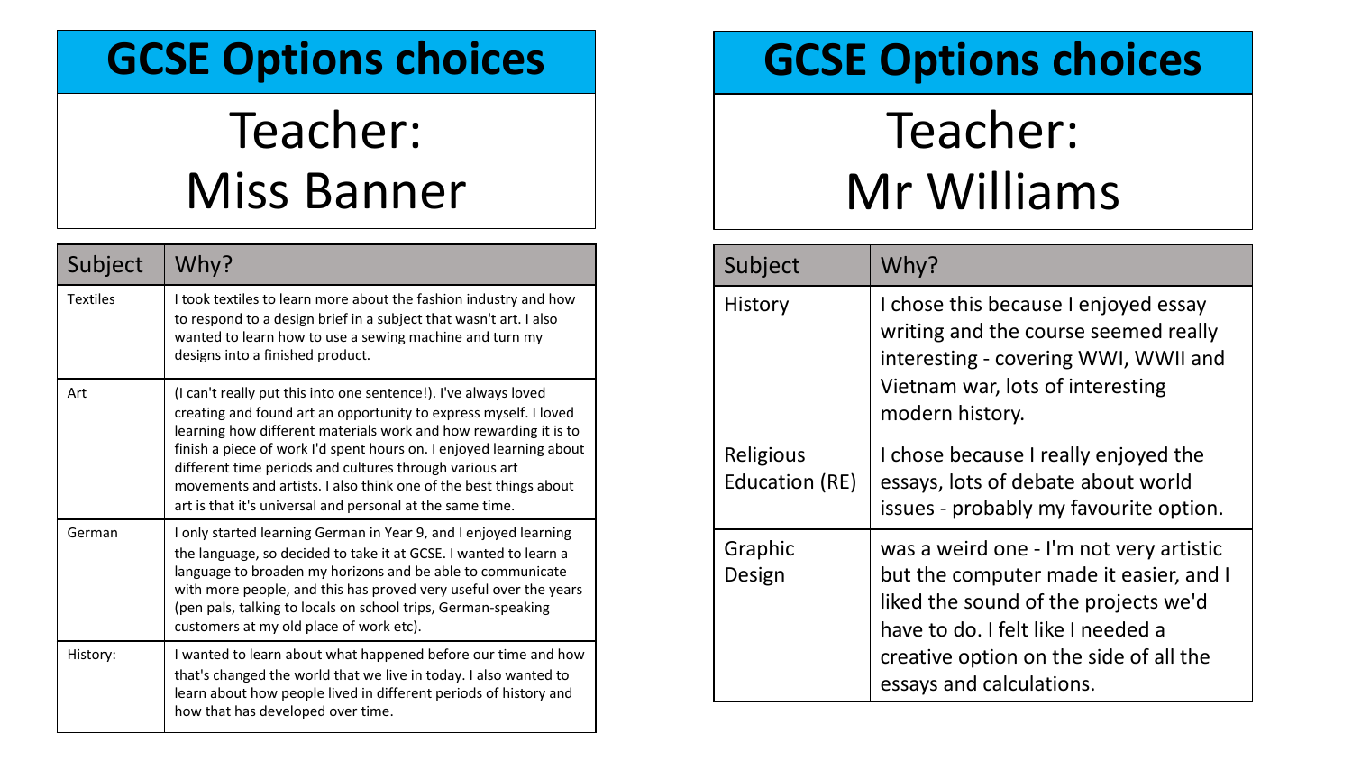# GCSE Options choices

## Teacher: Miss Banner

| Subject | Why? |
|---|---|
| Textiles | I took textiles to learn more about the fashion industry and how to respond to a design brief in a subject that wasn't art. I also wanted to learn how to use a sewing machine and turn my designs into a finished product. |
| Art | (I can't really put this into one sentence!). I've always loved creating and found art an opportunity to express myself. I loved learning how different materials work and how rewarding it is to finish a piece of work I'd spent hours on. I enjoyed learning about different time periods and cultures through various art movements and artists. I also think one of the best things about art is that it's universal and personal at the same time. |
| German | I only started learning German in Year 9, and I enjoyed learning the language, so decided to take it at GCSE. I wanted to learn a language to broaden my horizons and be able to communicate with more people, and this has proved very useful over the years (pen pals, talking to locals on school trips, German-speaking customers at my old place of work etc). |
| History: | I wanted to learn about what happened before our time and how that's changed the world that we live in today. I also wanted to learn about how people lived in different periods of history and how that has developed over time. |

# GCSE Options choices

## Teacher: Mr Williams

| Subject | Why? |
|---|---|
| History | I chose this because I enjoyed essay writing and the course seemed really interesting - covering WWI, WWII and Vietnam war, lots of interesting modern history. |
| Religious Education (RE) | I chose because I really enjoyed the essays, lots of debate about world issues - probably my favourite option. |
| Graphic Design | was a weird one - I'm not very artistic but the computer made it easier, and I liked the sound of the projects we'd have to do. I felt like I needed a creative option on the side of all the essays and calculations. |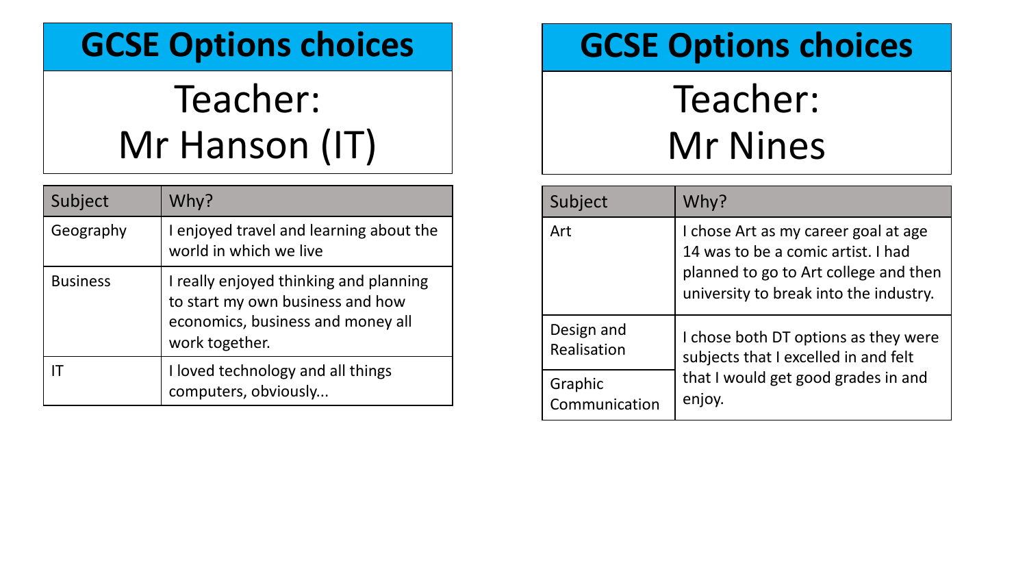## GCSE Options choices

### Teacher: Mr Hanson (IT)

| Subject | Why? |
| --- | --- |
| Geography | I enjoyed travel and learning about the world in which we live |
| Business | I really enjoyed thinking and planning to start my own business and how economics, business and money all work together. |
| IT | I loved technology and all things computers, obviously... |

## GCSE Options choices

### Teacher: Mr Nines

| Subject | Why? |
| --- | --- |
| Art | I chose Art as my career goal at age 14 was to be a comic artist. I had planned to go to Art college and then university to break into the industry. |
| Design and Realisation | I chose both DT options as they were subjects that I excelled in and felt that I would get good grades in and enjoy. |
| Graphic Communication | |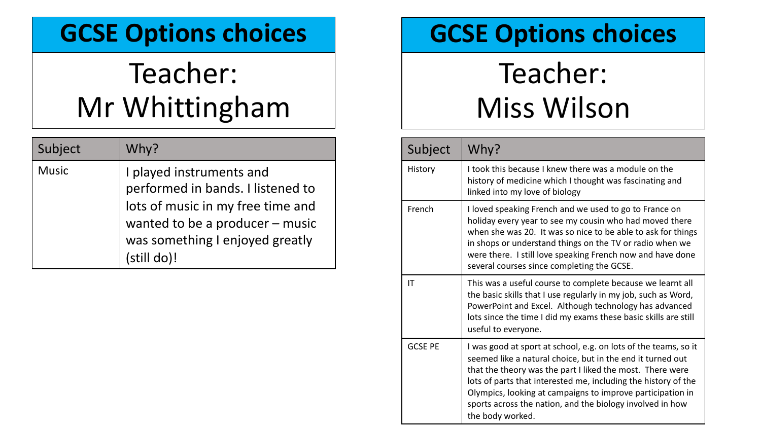# GCSE Options choices

## Teacher: Mr Whittingham

| Subject | Why? |
| --- | --- |
| Music | I played instruments and performed in bands. I listened to lots of music in my free time and wanted to be a producer – music was something I enjoyed greatly (still do)! |

# GCSE Options choices

## Teacher: Miss Wilson

| Subject | Why? |
| --- | --- |
| History | I took this because I knew there was a module on the history of medicine which I thought was fascinating and linked into my love of biology |
| French | I loved speaking French and we used to go to France on holiday every year to see my cousin who had moved there when she was 20. It was so nice to be able to ask for things in shops or understand things on the TV or radio when we were there. I still love speaking French now and have done several courses since completing the GCSE. |
| IT | This was a useful course to complete because we learnt all the basic skills that I use regularly in my job, such as Word, PowerPoint and Excel. Although technology has advanced lots since the time I did my exams these basic skills are still useful to everyone. |
| GCSE PE | I was good at sport at school, e.g. on lots of the teams, so it seemed like a natural choice, but in the end it turned out that the theory was the part I liked the most. There were lots of parts that interested me, including the history of the Olympics, looking at campaigns to improve participation in sports across the nation, and the biology involved in how the body worked. |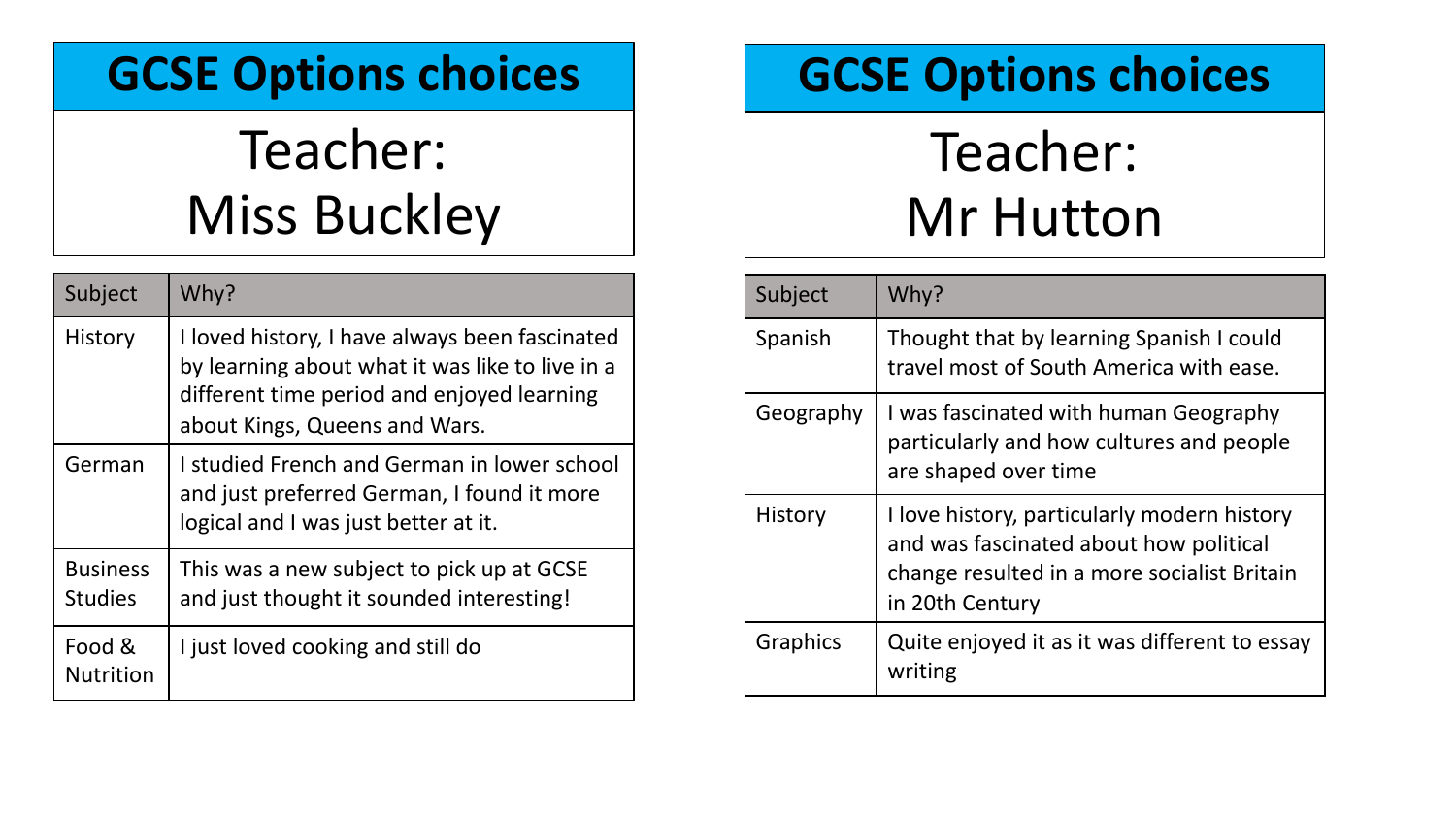# GCSE Options choices

## Teacher: Miss Buckley

| Subject | Why? |
|---|---|
| History | I loved history, I have always been fascinated by learning about what it was like to live in a different time period and enjoyed learning about Kings, Queens and Wars. |
| German | I studied French and German in lower school and just preferred German, I found it more logical and I was just better at it. |
| Business Studies | This was a new subject to pick up at GCSE and just thought it sounded interesting! |
| Food & Nutrition | I just loved cooking and still do |

# GCSE Options choices

## Teacher: Mr Hutton

| Subject | Why? |
|---|---|
| Spanish | Thought that by learning Spanish I could travel most of South America with ease. |
| Geography | I was fascinated with human Geography particularly and how cultures and people are shaped over time |
| History | I love history, particularly modern history and was fascinated about how political change resulted in a more socialist Britain in 20th Century |
| Graphics | Quite enjoyed it as it was different to essay writing |